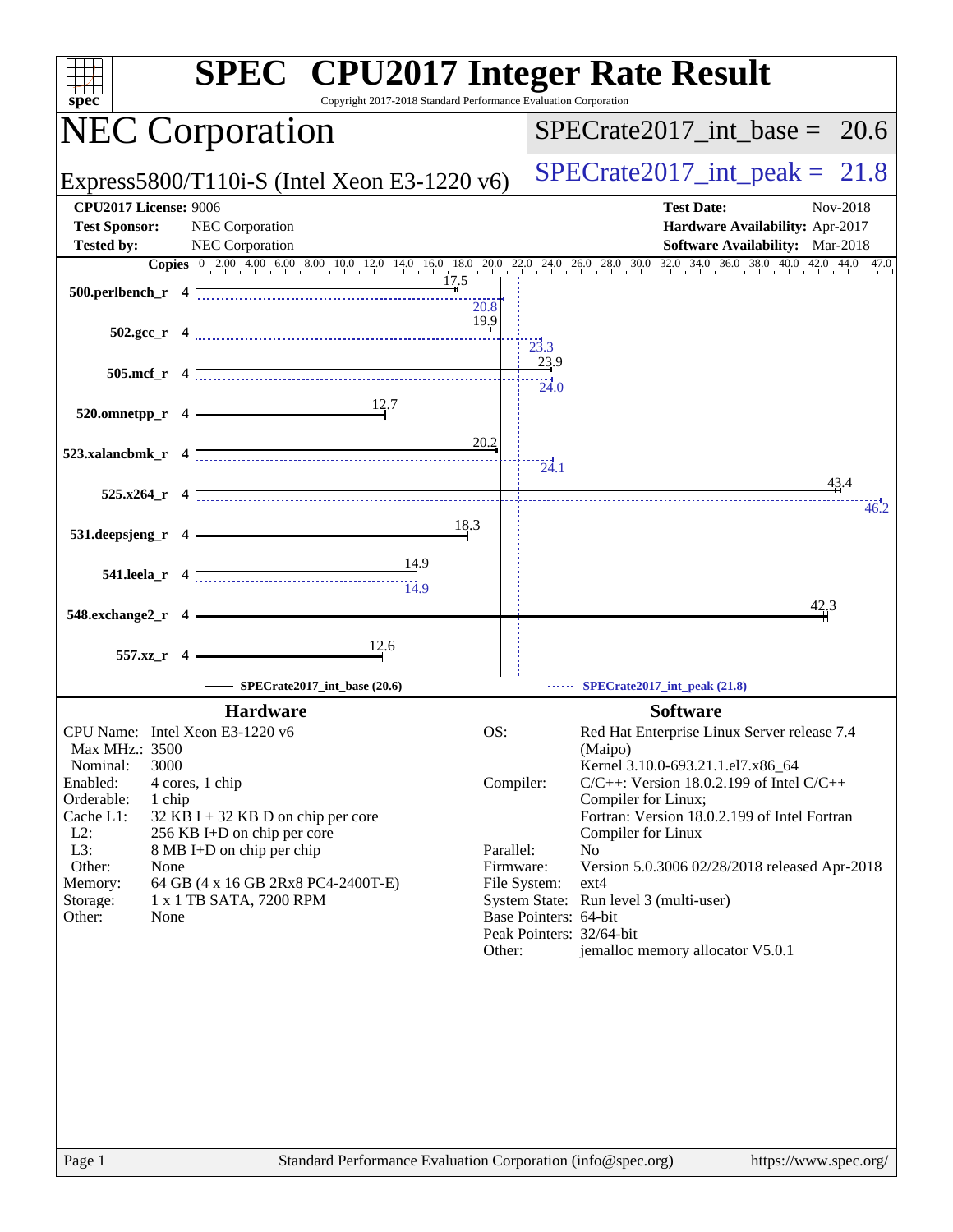# SPEC CPU2017 Integer Rate Result

Copyright 2017-2018 Standard Performance Evaluation Corporation

## NEC Corporation

Express5800/T110i-S (Intel Xeon E3-1220 v6)

SPECrate2017_int_base = 20.6

SPECrate2017_int_peak = 21.8

**CPU2017 License:** 9006
**Test Sponsor:** NEC Corporation
**Tested by:** NEC Corporation

**Test Date:** Nov-2018
**Hardware Availability:** Apr-2017
**Software Availability:** Mar-2018

| Benchmark | Copies | Base | Peak |
|---|---|---|---|
| 500.perlbench_r | 4 | 17.5 | 20.8 |
| 502.gcc_r | 4 | 19.9 | 23.3 |
| 505.mcf_r | 4 | 23.9 | 24.0 |
| 520.omnetpp_r | 4 | 12.7 | |
| 523.xalancbmk_r | 4 | 20.2 | 24.1 |
| 525.x264_r | 4 | 43.4 | 46.2 |
| 531.deepsjeng_r | 4 | 18.3 | |
| 541.leela_r | 4 | 14.9 | 14.9 |
| 548.exchange2_r | 4 | 42.3 | |
| 557.xz_r | 4 | 12.6 | |

SPECrate2017_int_base (20.6) — SPECrate2017_int_peak (21.8)

### Hardware

| | |
|---|---|
| CPU Name: | Intel Xeon E3-1220 v6 |
| Max MHz.: | 3500 |
| Nominal: | 3000 |
| Enabled: | 4 cores, 1 chip |
| Orderable: | 1 chip |
| Cache L1: | 32 KB I + 32 KB D on chip per core |
| L2: | 256 KB I+D on chip per core |
| L3: | 8 MB I+D on chip per chip |
| Other: | None |
| Memory: | 64 GB (4 x 16 GB 2Rx8 PC4-2400T-E) |
| Storage: | 1 x 1 TB SATA, 7200 RPM |
| Other: | None |

### Software

| | |
|---|---|
| OS: | Red Hat Enterprise Linux Server release 7.4 (Maipo) Kernel 3.10.0-693.21.1.el7.x86_64 |
| Compiler: | C/C++: Version 18.0.2.199 of Intel C/C++ Compiler for Linux; Fortran: Version 18.0.2.199 of Intel Fortran Compiler for Linux |
| Parallel: | No |
| Firmware: | Version 5.0.3006 02/28/2018 released Apr-2018 |
| File System: | ext4 |
| System State: | Run level 3 (multi-user) |
| Base Pointers: | 64-bit |
| Peak Pointers: | 32/64-bit |
| Other: | jemalloc memory allocator V5.0.1 |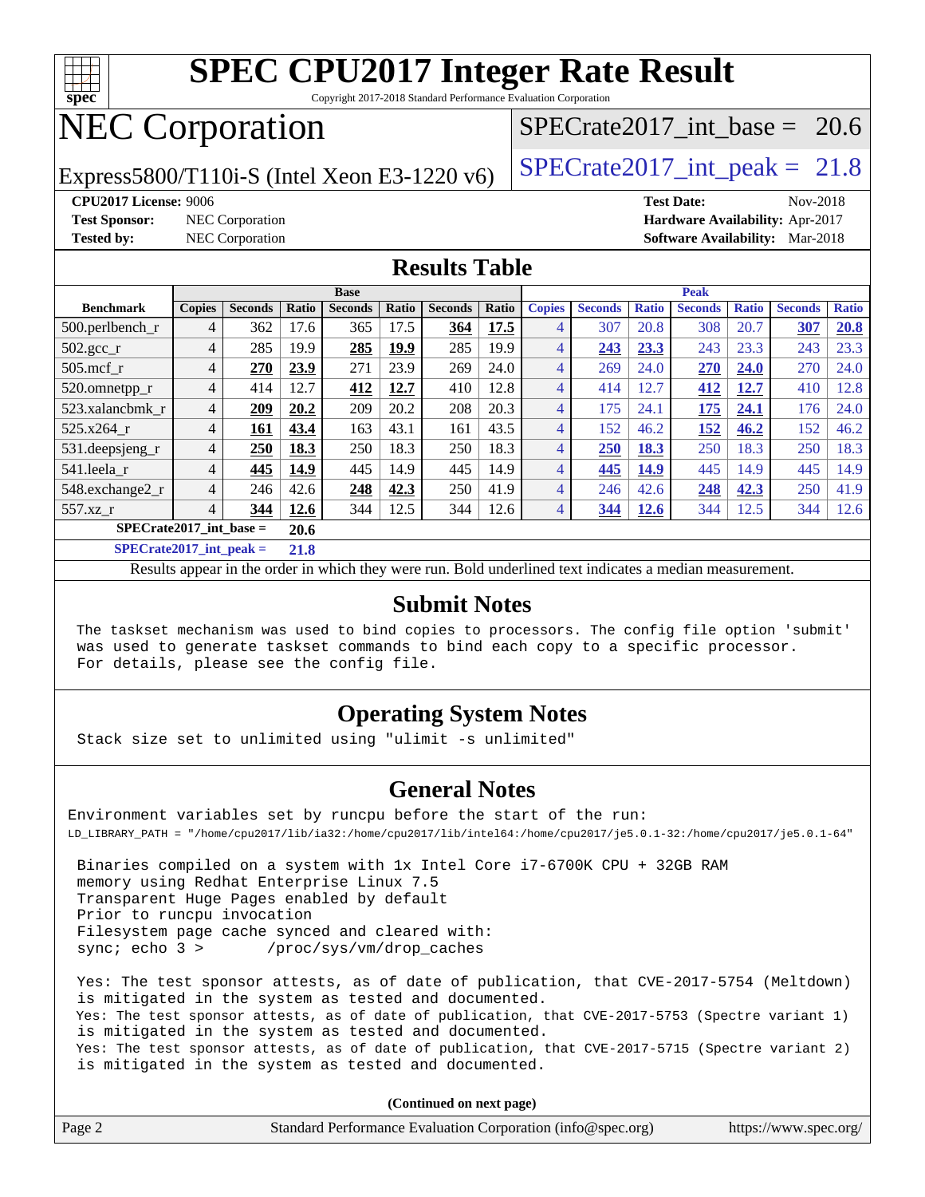# SPEC CPU2017 Integer Rate Result

Copyright 2017-2018 Standard Performance Evaluation Corporation

## NEC Corporation

Express5800/T110i-S (Intel Xeon E3-1220 v6)

SPECrate2017_int_base = 20.6

SPECrate2017_int_peak = 21.8

**CPU2017 License:** 9006
**Test Sponsor:** NEC Corporation
**Tested by:** NEC Corporation

**Test Date:** Nov-2018
**Hardware Availability:** Apr-2017
**Software Availability:** Mar-2018

## Results Table

| Benchmark | Base | | | | | | | Peak | | | | | | |
|---|---|---|---|---|---|---|---|---|---|---|---|---|---|---|
| | Copies | Seconds | Ratio | Seconds | Ratio | Seconds | Ratio | Copies | Seconds | Ratio | Seconds | Ratio | Seconds | Ratio |
| 500.perlbench_r | 4 | 362 | 17.6 | 365 | 17.5 | **364** | **17.5** | 4 | 307 | 20.8 | 308 | 20.7 | **307** | **20.8** |
| 502.gcc_r | 4 | 285 | 19.9 | **285** | **19.9** | 285 | 19.9 | 4 | **243** | **23.3** | 243 | 23.3 | 243 | 23.3 |
| 505.mcf_r | 4 | **270** | **23.9** | 271 | 23.9 | 269 | 24.0 | 4 | 269 | 24.0 | **270** | **24.0** | 270 | 24.0 |
| 520.omnetpp_r | 4 | 414 | 12.7 | **412** | **12.7** | 410 | 12.8 | 4 | 414 | 12.7 | **412** | **12.7** | 410 | 12.8 |
| 523.xalancbmk_r | 4 | **209** | **20.2** | 209 | 20.2 | 208 | 20.3 | 4 | 175 | 24.1 | **175** | **24.1** | 176 | 24.0 |
| 525.x264_r | 4 | **161** | **43.4** | 163 | 43.1 | 161 | 43.5 | 4 | 152 | 46.2 | **152** | **46.2** | 152 | 46.2 |
| 531.deepsjeng_r | 4 | **250** | **18.3** | 250 | 18.3 | 250 | 18.3 | 4 | **250** | **18.3** | 250 | 18.3 | 250 | 18.3 |
| 541.leela_r | 4 | **445** | **14.9** | 445 | 14.9 | 445 | 14.9 | 4 | **445** | **14.9** | 445 | 14.9 | 445 | 14.9 |
| 548.exchange2_r | 4 | 246 | 42.6 | **248** | **42.3** | 250 | 41.9 | 4 | 246 | 42.6 | **248** | **42.3** | 250 | 41.9 |
| 557.xz_r | 4 | **344** | **12.6** | 344 | 12.5 | 344 | 12.6 | 4 | **344** | **12.6** | 344 | 12.5 | 344 | 12.6 |

**SPECrate2017_int_base = 20.6**

**SPECrate2017_int_peak = 21.8**

Results appear in the order in which they were run. Bold underlined text indicates a median measurement.

## Submit Notes

```
The taskset mechanism was used to bind copies to processors. The config file option 'submit'
was used to generate taskset commands to bind each copy to a specific processor.
For details, please see the config file.
```

## Operating System Notes

```
Stack size set to unlimited using "ulimit -s unlimited"
```

## General Notes

```
Environment variables set by runcpu before the start of the run:
LD_LIBRARY_PATH = "/home/cpu2017/lib/ia32:/home/cpu2017/lib/intel64:/home/cpu2017/je5.0.1-32:/home/cpu2017/je5.0.1-64"

 Binaries compiled on a system with 1x Intel Core i7-6700K CPU + 32GB RAM
 memory using Redhat Enterprise Linux 7.5
 Transparent Huge Pages enabled by default
 Prior to runcpu invocation
 Filesystem page cache synced and cleared with:
 sync; echo 3 >       /proc/sys/vm/drop_caches

 Yes: The test sponsor attests, as of date of publication, that CVE-2017-5754 (Meltdown)
 is mitigated in the system as tested and documented.
 Yes: The test sponsor attests, as of date of publication, that CVE-2017-5753 (Spectre variant 1)
 is mitigated in the system as tested and documented.
 Yes: The test sponsor attests, as of date of publication, that CVE-2017-5715 (Spectre variant 2)
 is mitigated in the system as tested and documented.
```

**(Continued on next page)**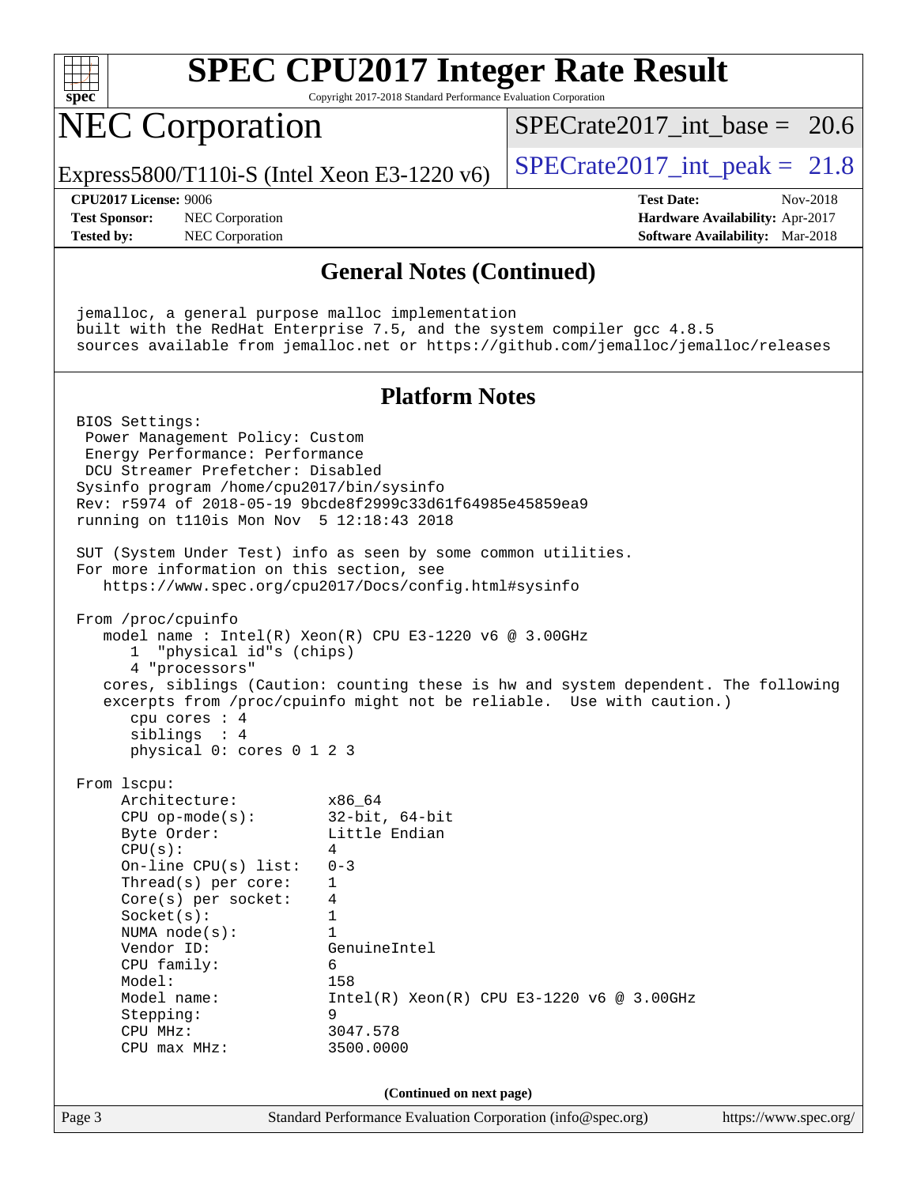# SPEC CPU2017 Integer Rate Result

Copyright 2017-2018 Standard Performance Evaluation Corporation

## NEC Corporation

Express5800/T110i-S (Intel Xeon E3-1220 v6)

SPECrate2017_int_base = 20.6

SPECrate2017_int_peak = 21.8

**CPU2017 License:** 9006
**Test Sponsor:** NEC Corporation
**Tested by:** NEC Corporation

**Test Date:** Nov-2018
**Hardware Availability:** Apr-2017
**Software Availability:** Mar-2018

### General Notes (Continued)

```
jemalloc, a general purpose malloc implementation
built with the RedHat Enterprise 7.5, and the system compiler gcc 4.8.5
sources available from jemalloc.net or https://github.com/jemalloc/jemalloc/releases
```

### Platform Notes

```
BIOS Settings:
 Power Management Policy: Custom
 Energy Performance: Performance
 DCU Streamer Prefetcher: Disabled
Sysinfo program /home/cpu2017/bin/sysinfo
Rev: r5974 of 2018-05-19 9bcde8f2999c33d61f64985e45859ea9
running on t110is Mon Nov  5 12:18:43 2018

SUT (System Under Test) info as seen by some common utilities.
For more information on this section, see
   https://www.spec.org/cpu2017/Docs/config.html#sysinfo

From /proc/cpuinfo
   model name : Intel(R) Xeon(R) CPU E3-1220 v6 @ 3.00GHz
      1  "physical id"s (chips)
      4 "processors"
   cores, siblings (Caution: counting these is hw and system dependent. The following
   excerpts from /proc/cpuinfo might not be reliable.  Use with caution.)
      cpu cores : 4
      siblings  : 4
      physical 0: cores 0 1 2 3

From lscpu:
     Architecture:          x86_64
     CPU op-mode(s):        32-bit, 64-bit
     Byte Order:            Little Endian
     CPU(s):                4
     On-line CPU(s) list:   0-3
     Thread(s) per core:    1
     Core(s) per socket:    4
     Socket(s):             1
     NUMA node(s):          1
     Vendor ID:             GenuineIntel
     CPU family:            6
     Model:                 158
     Model name:            Intel(R) Xeon(R) CPU E3-1220 v6 @ 3.00GHz
     Stepping:              9
     CPU MHz:               3047.578
     CPU max MHz:           3500.0000
```

(Continued on next page)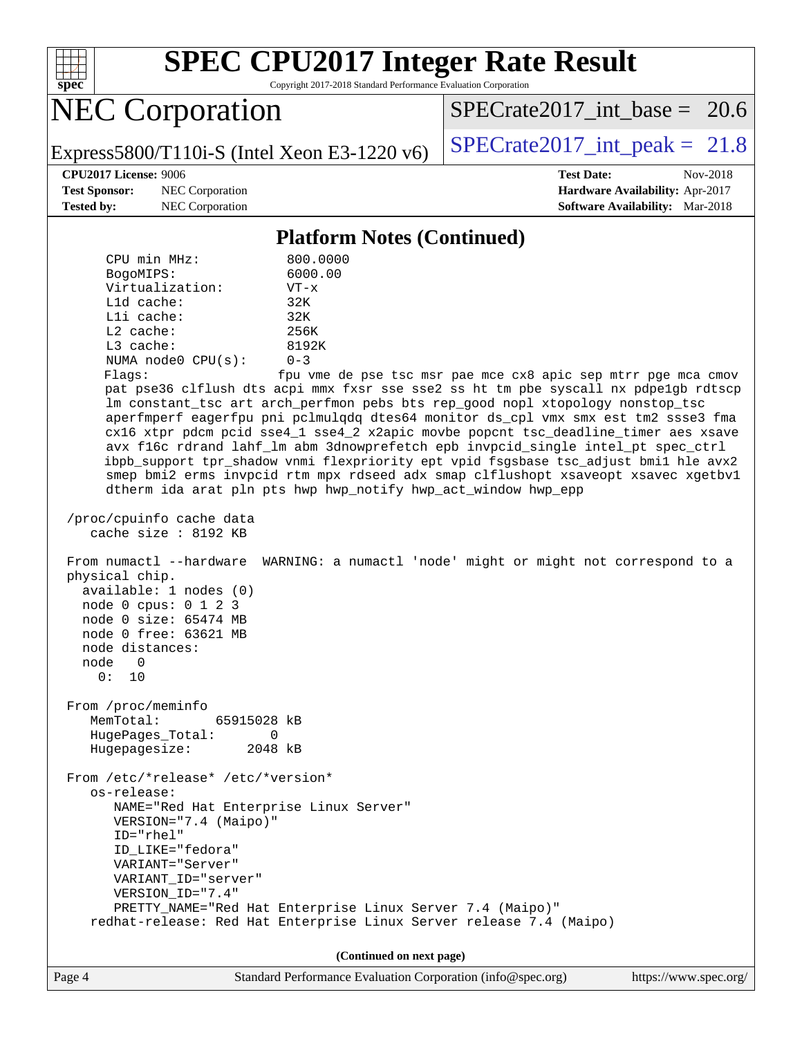# SPEC CPU2017 Integer Rate Result

Copyright 2017-2018 Standard Performance Evaluation Corporation

## NEC Corporation

Express5800/T110i-S (Intel Xeon E3-1220 v6)

SPECrate2017_int_base = 20.6

SPECrate2017_int_peak = 21.8

**CPU2017 License:** 9006
**Test Sponsor:** NEC Corporation
**Tested by:** NEC Corporation

**Test Date:** Nov-2018
**Hardware Availability:** Apr-2017
**Software Availability:** Mar-2018

### Platform Notes (Continued)

```
     CPU min MHz:           800.0000
     BogoMIPS:              6000.00
     Virtualization:        VT-x
     L1d cache:             32K
     L1i cache:             32K
     L2 cache:              256K
     L3 cache:              8192K
     NUMA node0 CPU(s):     0-3
     Flags:                 fpu vme de pse tsc msr pae mce cx8 apic sep mtrr pge mca cmov
     pat pse36 clflush dts acpi mmx fxsr sse sse2 ss ht tm pbe syscall nx pdpe1gb rdtscp
     lm constant_tsc art arch_perfmon pebs bts rep_good nopl xtopology nonstop_tsc
     aperfmperf eagerfpu pni pclmulqdq dtes64 monitor ds_cpl vmx smx est tm2 ssse3 fma
     cx16 xtpr pdcm pcid sse4_1 sse4_2 x2apic movbe popcnt tsc_deadline_timer aes xsave
     avx f16c rdrand lahf_lm abm 3dnowprefetch epb invpcid_single intel_pt spec_ctrl
     ibpb_support tpr_shadow vnmi flexpriority ept vpid fsgsbase tsc_adjust bmi1 hle avx2
     smep bmi2 erms invpcid rtm mpx rdseed adx smap clflushopt xsaveopt xsavec xgetbv1
     dtherm ida arat pln pts hwp hwp_notify hwp_act_window hwp_epp

 /proc/cpuinfo cache data
    cache size : 8192 KB

 From numactl --hardware  WARNING: a numactl 'node' might or might not correspond to a
 physical chip.
   available: 1 nodes (0)
   node 0 cpus: 0 1 2 3
   node 0 size: 65474 MB
   node 0 free: 63621 MB
   node distances:
   node   0
     0:  10

 From /proc/meminfo
    MemTotal:       65915028 kB
    HugePages_Total:       0
    Hugepagesize:       2048 kB

 From /etc/*release* /etc/*version*
    os-release:
       NAME="Red Hat Enterprise Linux Server"
       VERSION="7.4 (Maipo)"
       ID="rhel"
       ID_LIKE="fedora"
       VARIANT="Server"
       VARIANT_ID="server"
       VERSION_ID="7.4"
       PRETTY_NAME="Red Hat Enterprise Linux Server 7.4 (Maipo)"
    redhat-release: Red Hat Enterprise Linux Server release 7.4 (Maipo)
```

(Continued on next page)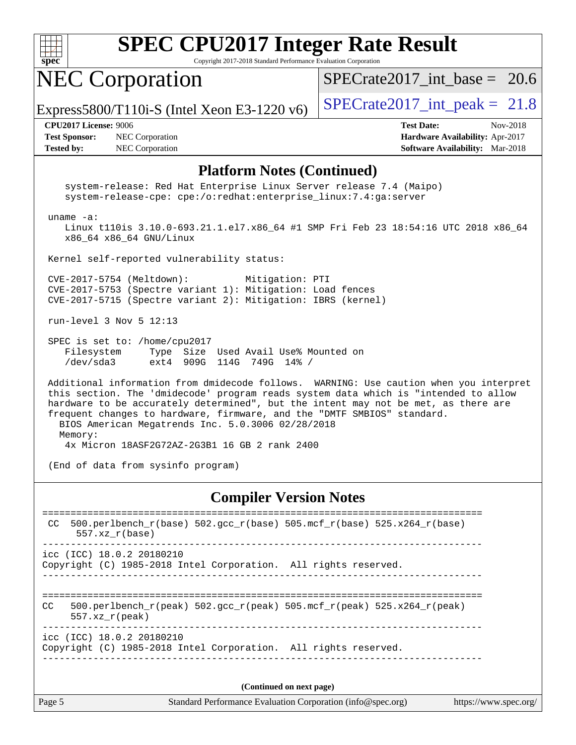## Platform Notes (Continued)

```
    system-release: Red Hat Enterprise Linux Server release 7.4 (Maipo)
    system-release-cpe: cpe:/o:redhat:enterprise_linux:7.4:ga:server

 uname -a:
    Linux t110is 3.10.0-693.21.1.el7.x86_64 #1 SMP Fri Feb 23 18:54:16 UTC 2018 x86_64
    x86_64 x86_64 GNU/Linux

 Kernel self-reported vulnerability status:

 CVE-2017-5754 (Meltdown):          Mitigation: PTI
 CVE-2017-5753 (Spectre variant 1): Mitigation: Load fences
 CVE-2017-5715 (Spectre variant 2): Mitigation: IBRS (kernel)

 run-level 3 Nov 5 12:13

 SPEC is set to: /home/cpu2017
    Filesystem     Type  Size  Used Avail Use% Mounted on
    /dev/sda3      ext4  909G  114G  749G  14% /

 Additional information from dmidecode follows.  WARNING: Use caution when you interpret
 this section. The 'dmidecode' program reads system data which is "intended to allow
 hardware to be accurately determined", but the intent may not be met, as there are
 frequent changes to hardware, firmware, and the "DMTF SMBIOS" standard.
   BIOS American Megatrends Inc. 5.0.3006 02/28/2018
   Memory:
    4x Micron 18ASF2G72AZ-2G3B1 16 GB 2 rank 2400

 (End of data from sysinfo program)
```

## Compiler Version Notes

```
==============================================================================
 CC  500.perlbench_r(base) 502.gcc_r(base) 505.mcf_r(base) 525.x264_r(base)
      557.xz_r(base)
------------------------------------------------------------------------------
icc (ICC) 18.0.2 20180210
Copyright (C) 1985-2018 Intel Corporation.  All rights reserved.
------------------------------------------------------------------------------

==============================================================================
CC   500.perlbench_r(peak) 502.gcc_r(peak) 505.mcf_r(peak) 525.x264_r(peak)
     557.xz_r(peak)
------------------------------------------------------------------------------
icc (ICC) 18.0.2 20180210
Copyright (C) 1985-2018 Intel Corporation.  All rights reserved.
------------------------------------------------------------------------------
```

**(Continued on next page)**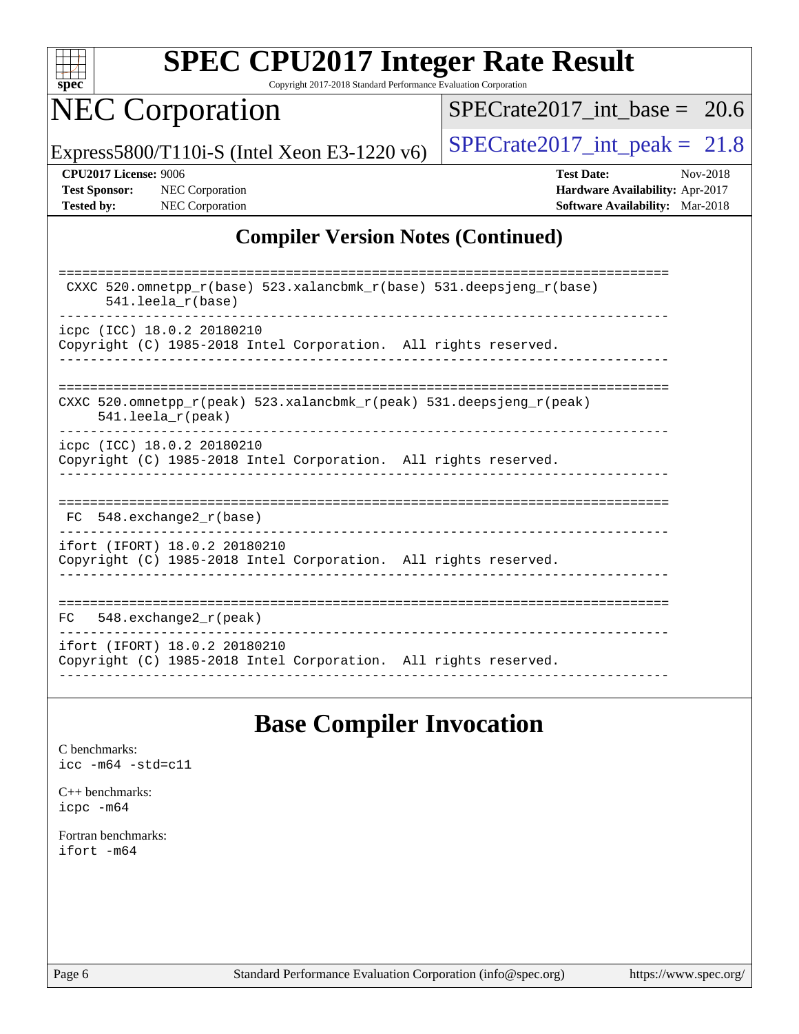## Compiler Version Notes (Continued)

```
==============================================================================
 CXXC 520.omnetpp_r(base) 523.xalancbmk_r(base) 531.deepsjeng_r(base)
      541.leela_r(base)
------------------------------------------------------------------------------
icpc (ICC) 18.0.2 20180210
Copyright (C) 1985-2018 Intel Corporation.  All rights reserved.
------------------------------------------------------------------------------

==============================================================================
CXXC 520.omnetpp_r(peak) 523.xalancbmk_r(peak) 531.deepsjeng_r(peak)
      541.leela_r(peak)
------------------------------------------------------------------------------
icpc (ICC) 18.0.2 20180210
Copyright (C) 1985-2018 Intel Corporation.  All rights reserved.
------------------------------------------------------------------------------

==============================================================================
 FC  548.exchange2_r(base)
------------------------------------------------------------------------------
ifort (IFORT) 18.0.2 20180210
Copyright (C) 1985-2018 Intel Corporation.  All rights reserved.
------------------------------------------------------------------------------

==============================================================================
FC   548.exchange2_r(peak)
------------------------------------------------------------------------------
ifort (IFORT) 18.0.2 20180210
Copyright (C) 1985-2018 Intel Corporation.  All rights reserved.
------------------------------------------------------------------------------
```

## Base Compiler Invocation

C benchmarks:
icc -m64 -std=c11

C++ benchmarks:
icpc -m64

Fortran benchmarks:
ifort -m64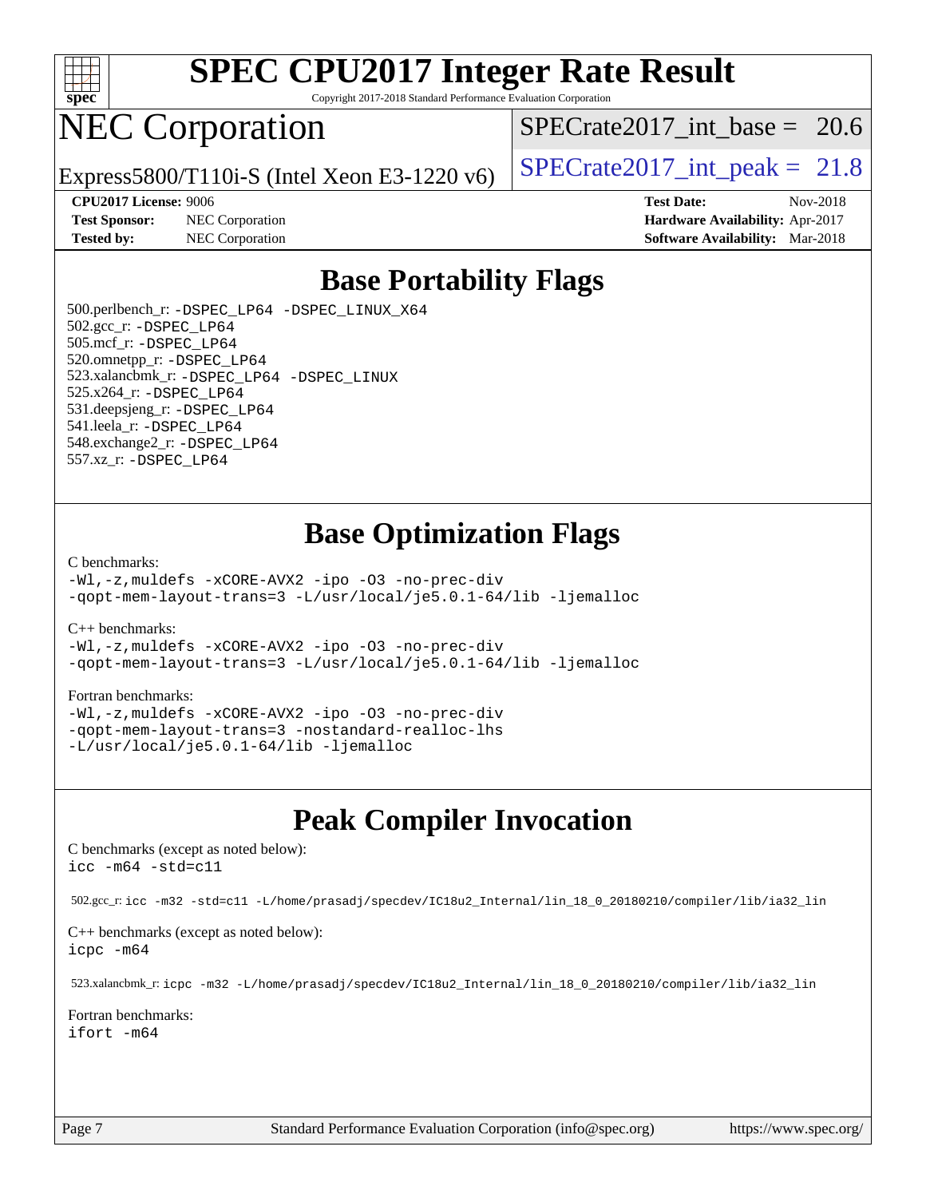# SPEC CPU2017 Integer Rate Result

Copyright 2017-2018 Standard Performance Evaluation Corporation

# NEC Corporation

Express5800/T110i-S (Intel Xeon E3-1220 v6)

SPECrate2017_int_base = 20.6

SPECrate2017_int_peak = 21.8

**CPU2017 License:** 9006
**Test Sponsor:** NEC Corporation
**Tested by:** NEC Corporation

**Test Date:** Nov-2018
**Hardware Availability:** Apr-2017
**Software Availability:** Mar-2018

## Base Portability Flags

500.perlbench_r: `-DSPEC_LP64 -DSPEC_LINUX_X64`
502.gcc_r: `-DSPEC_LP64`
505.mcf_r: `-DSPEC_LP64`
520.omnetpp_r: `-DSPEC_LP64`
523.xalancbmk_r: `-DSPEC_LP64 -DSPEC_LINUX`
525.x264_r: `-DSPEC_LP64`
531.deepsjeng_r: `-DSPEC_LP64`
541.leela_r: `-DSPEC_LP64`
548.exchange2_r: `-DSPEC_LP64`
557.xz_r: `-DSPEC_LP64`

## Base Optimization Flags

C benchmarks:

```
-Wl,-z,muldefs -xCORE-AVX2 -ipo -O3 -no-prec-div
-qopt-mem-layout-trans=3 -L/usr/local/je5.0.1-64/lib -ljemalloc
```

C++ benchmarks:

```
-Wl,-z,muldefs -xCORE-AVX2 -ipo -O3 -no-prec-div
-qopt-mem-layout-trans=3 -L/usr/local/je5.0.1-64/lib -ljemalloc
```

Fortran benchmarks:

```
-Wl,-z,muldefs -xCORE-AVX2 -ipo -O3 -no-prec-div
-qopt-mem-layout-trans=3 -nostandard-realloc-lhs
-L/usr/local/je5.0.1-64/lib -ljemalloc
```

## Peak Compiler Invocation

C benchmarks (except as noted below):

```
icc -m64 -std=c11
```

502.gcc_r: `icc -m32 -std=c11 -L/home/prasadj/specdev/IC18u2_Internal/lin_18_0_20180210/compiler/lib/ia32_lin`

C++ benchmarks (except as noted below):

```
icpc -m64
```

523.xalancbmk_r: `icpc -m32 -L/home/prasadj/specdev/IC18u2_Internal/lin_18_0_20180210/compiler/lib/ia32_lin`

Fortran benchmarks:

```
ifort -m64
```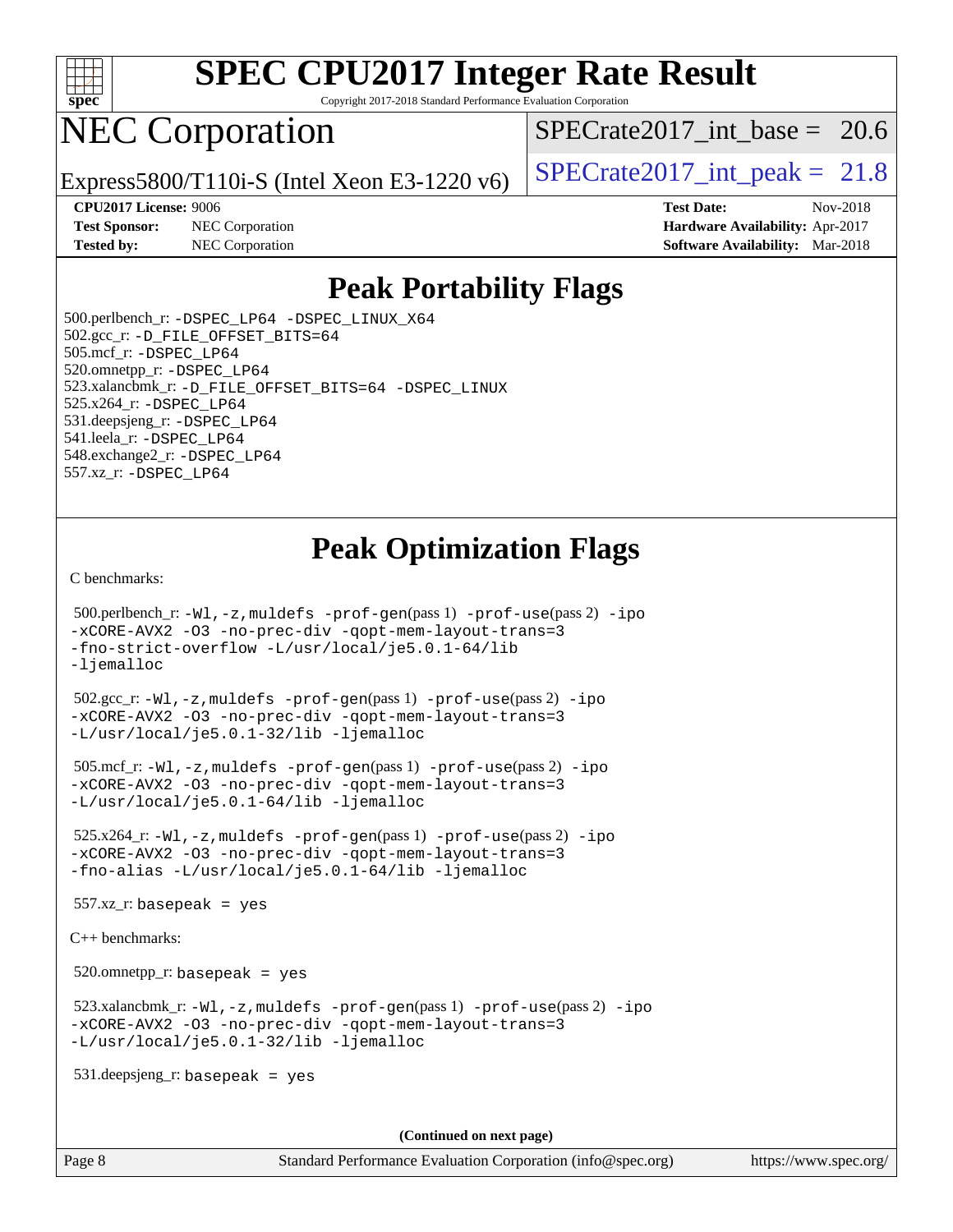# SPEC CPU2017 Integer Rate Result

Copyright 2017-2018 Standard Performance Evaluation Corporation

## NEC Corporation

Express5800/T110i-S (Intel Xeon E3-1220 v6)

SPECrate2017_int_base = 20.6

SPECrate2017_int_peak = 21.8

**CPU2017 License:** 9006
**Test Sponsor:** NEC Corporation
**Tested by:** NEC Corporation

**Test Date:** Nov-2018
**Hardware Availability:** Apr-2017
**Software Availability:** Mar-2018

## Peak Portability Flags

500.perlbench_r: -DSPEC_LP64 -DSPEC_LINUX_X64
502.gcc_r: -D_FILE_OFFSET_BITS=64
505.mcf_r: -DSPEC_LP64
520.omnetpp_r: -DSPEC_LP64
523.xalancbmk_r: -D_FILE_OFFSET_BITS=64 -DSPEC_LINUX
525.x264_r: -DSPEC_LP64
531.deepsjeng_r: -DSPEC_LP64
541.leela_r: -DSPEC_LP64
548.exchange2_r: -DSPEC_LP64
557.xz_r: -DSPEC_LP64

## Peak Optimization Flags

C benchmarks:

500.perlbench_r: -Wl,-z,muldefs -prof-gen(pass 1) -prof-use(pass 2) -ipo -xCORE-AVX2 -O3 -no-prec-div -qopt-mem-layout-trans=3 -fno-strict-overflow -L/usr/local/je5.0.1-64/lib -ljemalloc

502.gcc_r: -Wl,-z,muldefs -prof-gen(pass 1) -prof-use(pass 2) -ipo -xCORE-AVX2 -O3 -no-prec-div -qopt-mem-layout-trans=3 -L/usr/local/je5.0.1-32/lib -ljemalloc

505.mcf_r: -Wl,-z,muldefs -prof-gen(pass 1) -prof-use(pass 2) -ipo -xCORE-AVX2 -O3 -no-prec-div -qopt-mem-layout-trans=3 -L/usr/local/je5.0.1-64/lib -ljemalloc

525.x264_r: -Wl,-z,muldefs -prof-gen(pass 1) -prof-use(pass 2) -ipo -xCORE-AVX2 -O3 -no-prec-div -qopt-mem-layout-trans=3 -fno-alias -L/usr/local/je5.0.1-64/lib -ljemalloc

557.xz_r: basepeak = yes

C++ benchmarks:

520.omnetpp_r: basepeak = yes

523.xalancbmk_r: -Wl,-z,muldefs -prof-gen(pass 1) -prof-use(pass 2) -ipo -xCORE-AVX2 -O3 -no-prec-div -qopt-mem-layout-trans=3 -L/usr/local/je5.0.1-32/lib -ljemalloc

531.deepsjeng_r: basepeak = yes

**(Continued on next page)**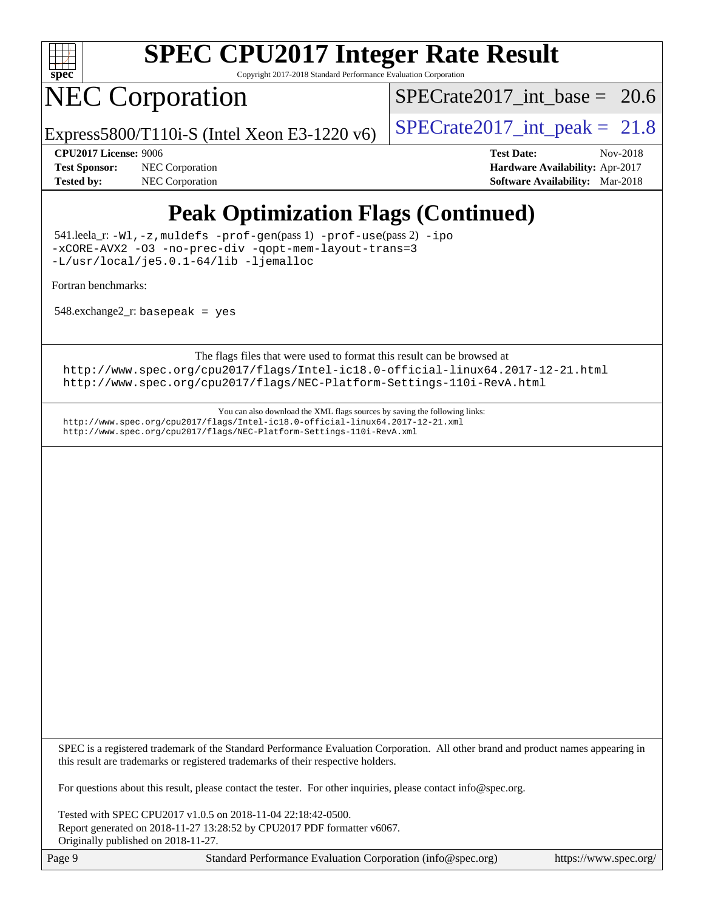# Peak Optimization Flags (Continued)

541.leela_r: -Wl,-z,muldefs -prof-gen(pass 1) -prof-use(pass 2) -ipo -xCORE-AVX2 -O3 -no-prec-div -qopt-mem-layout-trans=3 -L/usr/local/je5.0.1-64/lib -ljemalloc

Fortran benchmarks:

548.exchange2_r: basepeak = yes

The flags files that were used to format this result can be browsed at
http://www.spec.org/cpu2017/flags/Intel-ic18.0-official-linux64.2017-12-21.html
http://www.spec.org/cpu2017/flags/NEC-Platform-Settings-110i-RevA.html

You can also download the XML flags sources by saving the following links:
http://www.spec.org/cpu2017/flags/Intel-ic18.0-official-linux64.2017-12-21.xml
http://www.spec.org/cpu2017/flags/NEC-Platform-Settings-110i-RevA.xml

SPEC is a registered trademark of the Standard Performance Evaluation Corporation. All other brand and product names appearing in this result are trademarks or registered trademarks of their respective holders.

For questions about this result, please contact the tester. For other inquiries, please contact info@spec.org.

Tested with SPEC CPU2017 v1.0.5 on 2018-11-04 22:18:42-0500.
Report generated on 2018-11-27 13:28:52 by CPU2017 PDF formatter v6067.
Originally published on 2018-11-27.